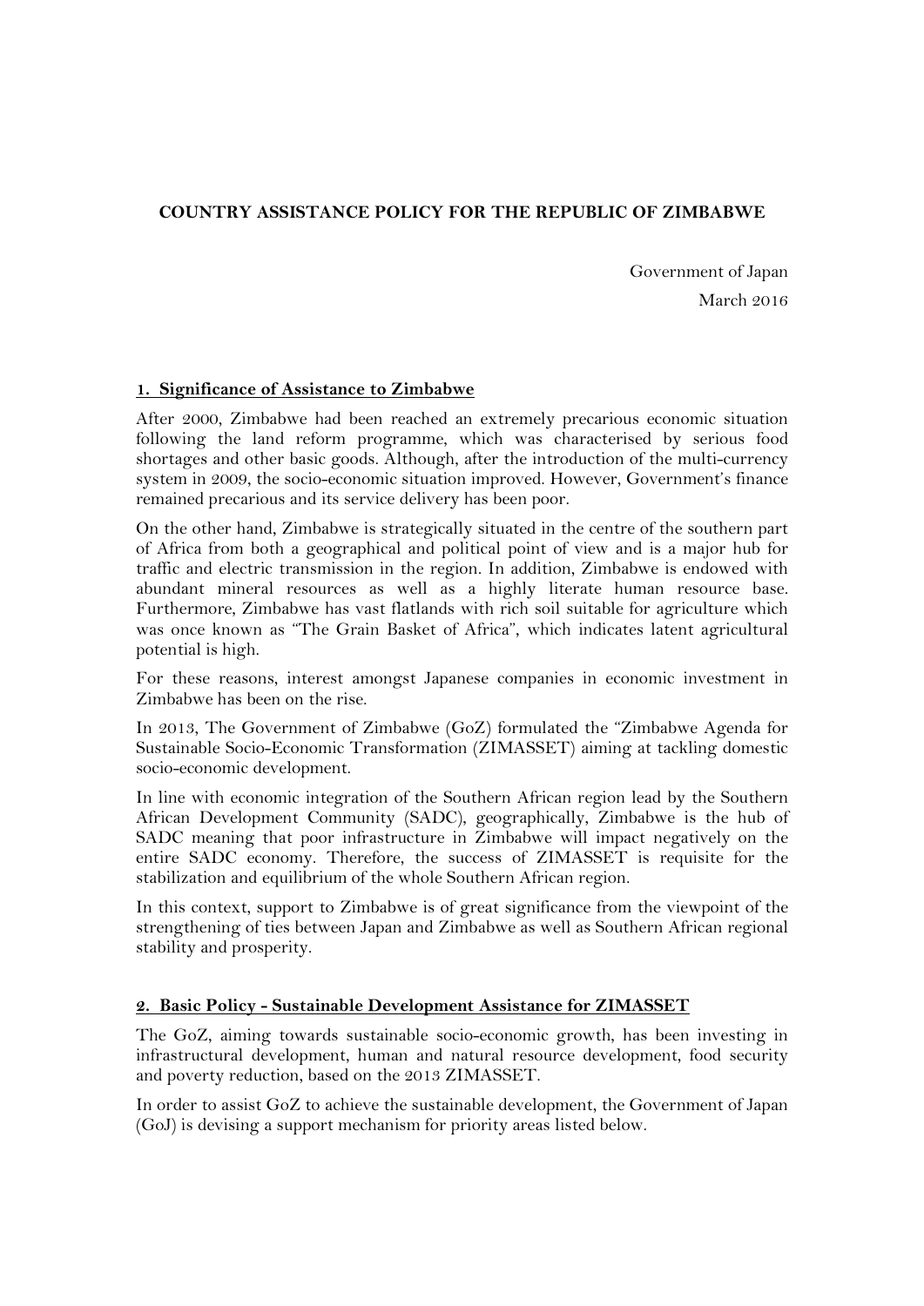# COUNTRY ASSISTANCE POLICY FOR THE REPUBLIC OF ZIMBABWE

Government of Japan

March 2016

## 1. Significance of Assistance to Zimbabwe

After 2000, Zimbabwe had been reached an extremely precarious economic situation following the land reform programme, which was characterised by serious food shortages and other basic goods. Although, after the introduction of the multi-currency system in 2009, the socio-economic situation improved. However, Government's finance remained precarious and its service delivery has been poor.

On the other hand, Zimbabwe is strategically situated in the centre of the southern part of Africa from both a geographical and political point of view and is a major hub for traffic and electric transmission in the region. In addition, Zimbabwe is endowed with abundant mineral resources as well as a highly literate human resource base. Furthermore, Zimbabwe has vast flatlands with rich soil suitable for agriculture which was once known as "The Grain Basket of Africa", which indicates latent agricultural potential is high.

For these reasons, interest amongst Japanese companies in economic investment in Zimbabwe has been on the rise.

In 2013, The Government of Zimbabwe (GoZ) formulated the "Zimbabwe Agenda for Sustainable Socio-Economic Transformation (ZIMASSET) aiming at tackling domestic socio-economic development.

In line with economic integration of the Southern African region lead by the Southern African Development Community (SADC), geographically, Zimbabwe is the hub of SADC meaning that poor infrastructure in Zimbabwe will impact negatively on the entire SADC economy. Therefore, the success of ZIMASSET is requisite for the stabilization and equilibrium of the whole Southern African region.

In this context, support to Zimbabwe is of great significance from the viewpoint of the strengthening of ties between Japan and Zimbabwe as well as Southern African regional stability and prosperity.

## 2. Basic Policy - Sustainable Development Assistance for ZIMASSET

The GoZ, aiming towards sustainable socio-economic growth, has been investing in infrastructural development, human and natural resource development, food security and poverty reduction, based on the 2013 ZIMASSET.

In order to assist GoZ to achieve the sustainable development, the Government of Japan (GoJ) is devising a support mechanism for priority areas listed below.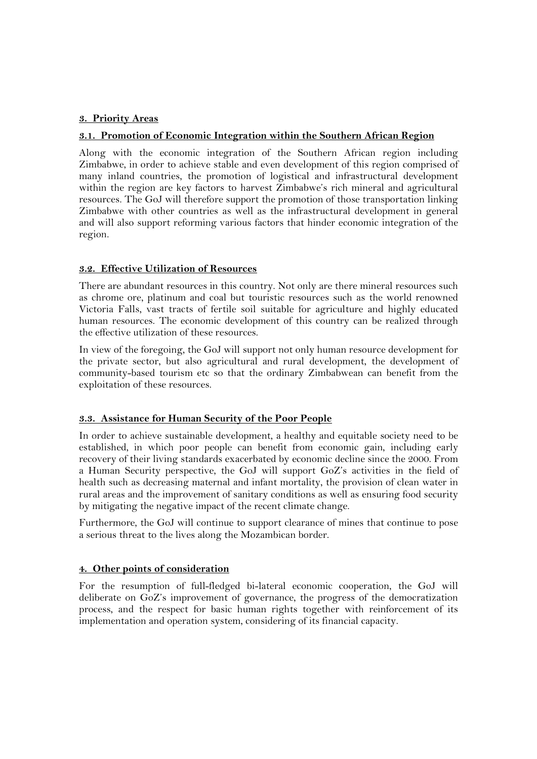## 3. Priority Areas

### 3.1. Promotion of Economic Integration within the Southern African Region

Along with the economic integration of the Southern African region including Zimbabwe, in order to achieve stable and even development of this region comprised of many inland countries, the promotion of logistical and infrastructural development within the region are key factors to harvest Zimbabwe's rich mineral and agricultural resources. The GoJ will therefore support the promotion of those transportation linking Zimbabwe with other countries as well as the infrastructural development in general and will also support reforming various factors that hinder economic integration of the region.

### 3.2. Effective Utilization of Resources

There are abundant resources in this country. Not only are there mineral resources such as chrome ore, platinum and coal but touristic resources such as the world renowned Victoria Falls, vast tracts of fertile soil suitable for agriculture and highly educated human resources. The economic development of this country can be realized through the effective utilization of these resources.

In view of the foregoing, the GoJ will support not only human resource development for the private sector, but also agricultural and rural development, the development of community-based tourism etc so that the ordinary Zimbabwean can benefit from the exploitation of these resources.

### 3.3. Assistance for Human Security of the Poor People

In order to achieve sustainable development, a healthy and equitable society need to be established, in which poor people can benefit from economic gain, including early recovery of their living standards exacerbated by economic decline since the 2000. From a Human Security perspective, the GoJ will support GoZ's activities in the field of health such as decreasing maternal and infant mortality, the provision of clean water in rural areas and the improvement of sanitary conditions as well as ensuring food security by mitigating the negative impact of the recent climate change.

Furthermore, the GoJ will continue to support clearance of mines that continue to pose a serious threat to the lives along the Mozambican border.

## 4. Other points of consideration

For the resumption of full-fledged bi-lateral economic cooperation, the GoJ will deliberate on GoZ's improvement of governance, the progress of the democratization process, and the respect for basic human rights together with reinforcement of its implementation and operation system, considering of its financial capacity.